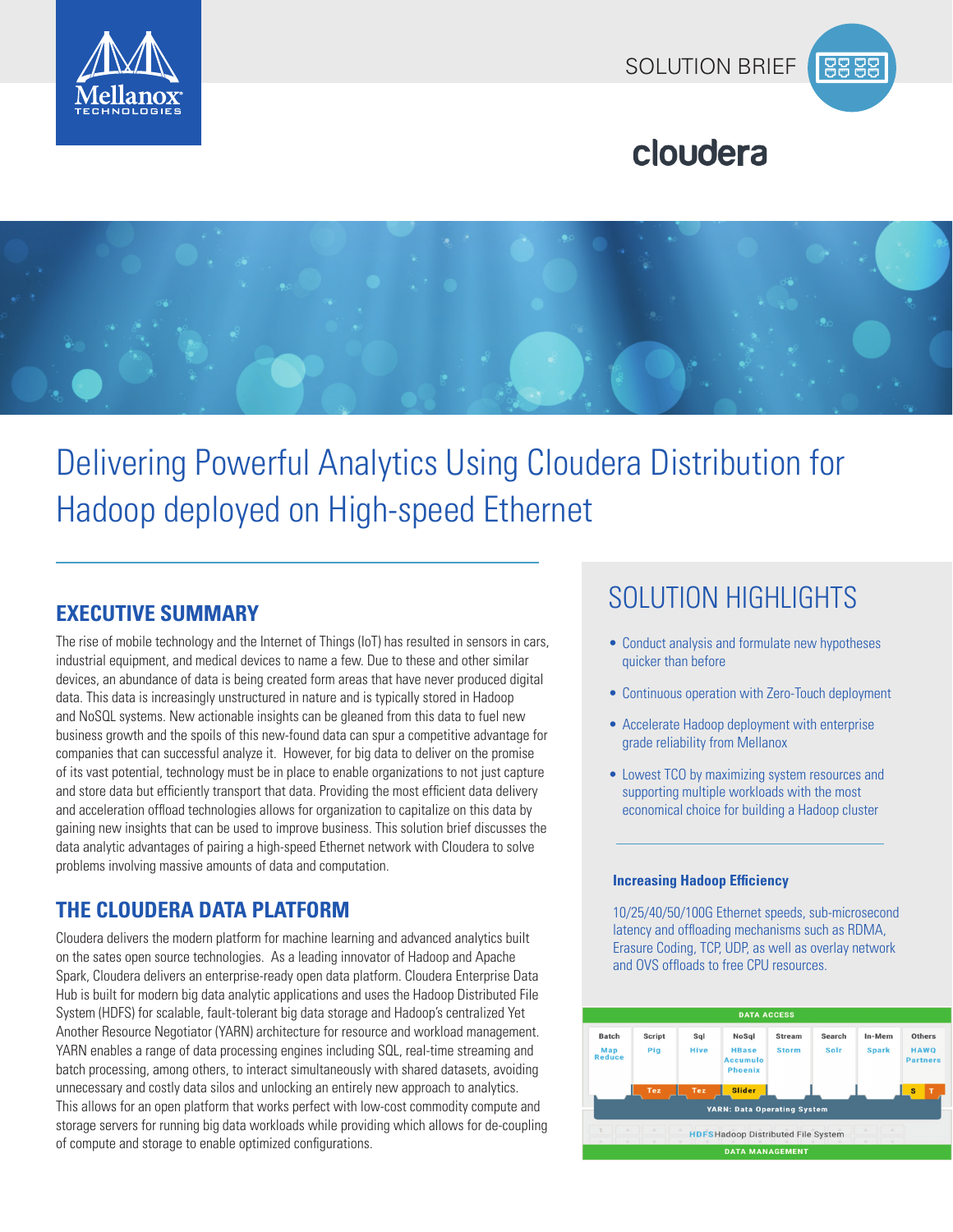SOLUTION BRIEF

cloudera

# Delivering Powerful Analytics Using Cloudera Distribution for Hadoop deployed on High-speed Ethernet

## EXECUTIVE SUMMARY

The rise of mobile technology and the Internet of Things (IoT) has resulted in sensors in cars, industrial equipment, and medical devices to name a few. Due to these and other similar devices, an abundance of data is being created form areas that have never produced digital data. This data is increasingly unstructured in nature and is typically stored in Hadoop and NoSQL systems. New actionable insights can be gleaned from this data to fuel new business growth and the spoils of this new-found data can spur a competitive advantage for companies that can successful analyze it. However, for big data to deliver on the promise of its vast potential, technology must be in place to enable organizations to not just capture and store data but efficiently transport that data. Providing the most efficient data delivery and acceleration offload technologies allows for organization to capitalize on this data by gaining new insights that can be used to improve business. This solution brief discusses the data analytic advantages of pairing a high-speed Ethernet network with Cloudera to solve problems involving massive amounts of data and computation.

## THE CLOUDERA DATA PLATFORM

Cloudera delivers the modern platform for machine learning and advanced analytics built on the sates open source technologies. As a leading innovator of Hadoop and Apache Spark, Cloudera delivers an enterprise-ready open data platform. Cloudera Enterprise Data Hub is built for modern big data analytic applications and uses the Hadoop Distributed File System (HDFS) for scalable, fault-tolerant big data storage and Hadoop's centralized Yet Another Resource Negotiator (YARN) architecture for resource and workload management. YARN enables a range of data processing engines including SQL, real-time streaming and batch processing, among others, to interact simultaneously with shared datasets, avoiding unnecessary and costly data silos and unlocking an entirely new approach to analytics. This allows for an open platform that works perfect with low-cost commodity compute and storage servers for running big data workloads while providing which allows for de-coupling of compute and storage to enable optimized configurations.

## SOLUTION HIGHLIGHTS

- Conduct analysis and formulate new hypotheses quicker than before
- Continuous operation with Zero-Touch deployment
- Accelerate Hadoop deployment with enterprise grade reliability from Mellanox
- Lowest TCO by maximizing system resources and supporting multiple workloads with the most economical choice for building a Hadoop cluster

### Increasing Hadoop Efficiency

10/25/40/50/100G Ethernet speeds, sub-microsecond latency and offloading mechanisms such as RDMA, Erasure Coding, TCP, UDP, as well as overlay network and OVS offloads to free CPU resources.

DATA ACCESS

| Batch | Script | Sql | NoSql | Stream | Search | In-Mem | Others |
|---|---|---|---|---|---|---|---|
| Map Reduce | Pig | Hive | HBase Accumulo Phoenix | Storm | Solr | Spark | HAWQ Partners |
| | Tez | Tez | Slider | | | | S T |

YARN: Data Operating System

HDFS Hadoop Distributed File System

DATA MANAGEMENT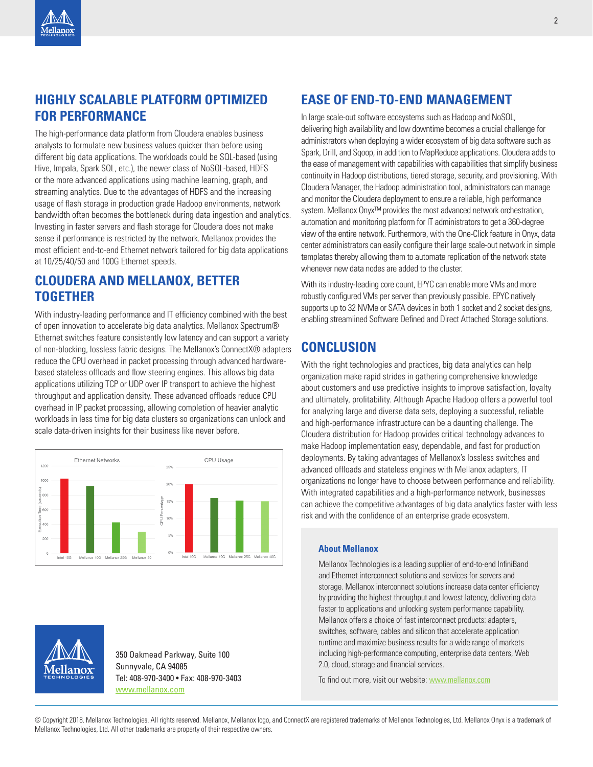## HIGHLY SCALABLE PLATFORM OPTIMIZED FOR PERFORMANCE

The high-performance data platform from Cloudera enables business analysts to formulate new business values quicker than before using different big data applications. The workloads could be SQL-based (using Hive, Impala, Spark SQL, etc.), the newer class of NoSQL-based, HDFS or the more advanced applications using machine learning, graph, and streaming analytics. Due to the advantages of HDFS and the increasing usage of flash storage in production grade Hadoop environments, network bandwidth often becomes the bottleneck during data ingestion and analytics. Investing in faster servers and flash storage for Cloudera does not make sense if performance is restricted by the network. Mellanox provides the most efficient end-to-end Ethernet network tailored for big data applications at 10/25/40/50 and 100G Ethernet speeds.

## CLOUDERA AND MELLANOX, BETTER TOGETHER

With industry-leading performance and IT efficiency combined with the best of open innovation to accelerate big data analytics. Mellanox Spectrum® Ethernet switches feature consistently low latency and can support a variety of non-blocking, lossless fabric designs. The Mellanox's ConnectX® adapters reduce the CPU overhead in packet processing through advanced hardware-based stateless offloads and flow steering engines. This allows big data applications utilizing TCP or UDP over IP transport to achieve the highest throughput and application density. These advanced offloads reduce CPU overhead in IP packet processing, allowing completion of heavier analytic workloads in less time for big data clusters so organizations can unlock and scale data-driven insights for their business like never before.

Ethernet Networks

Execution Time (seconds)

1200
1000
800
600
400
200
0

Intel 10G
Mellanox 10G
Mellanox 25G
Mellanox 40

CPU Usage

CPU Percentage

25%
20%
15%
10%
5%
0%

Intel 10G
Mellanox 10G
Mellanox 25G
Mellanox 40G

## EASE OF END-TO-END MANAGEMENT

In large scale-out software ecosystems such as Hadoop and NoSQL, delivering high availability and low downtime becomes a crucial challenge for administrators when deploying a wider ecosystem of big data software such as Spark, Drill, and Sqoop, in addition to MapReduce applications. Cloudera adds to the ease of management with capabilities with capabilities that simplify business continuity in Hadoop distributions, tiered storage, security, and provisioning. With Cloudera Manager, the Hadoop administration tool, administrators can manage and monitor the Cloudera deployment to ensure a reliable, high performance system. Mellanox Onyx™ provides the most advanced network orchestration, automation and monitoring platform for IT administrators to get a 360-degree view of the entire network. Furthermore, with the One-Click feature in Onyx, data center administrators can easily configure their large scale-out network in simple templates thereby allowing them to automate replication of the network state whenever new data nodes are added to the cluster.

With its industry-leading core count, EPYC can enable more VMs and more robustly configured VMs per server than previously possible. EPYC natively supports up to 32 NVMe or SATA devices in both 1 socket and 2 socket designs, enabling streamlined Software Defined and Direct Attached Storage solutions.

## CONCLUSION

With the right technologies and practices, big data analytics can help organization make rapid strides in gathering comprehensive knowledge about customers and use predictive insights to improve satisfaction, loyalty and ultimately, profitability. Although Apache Hadoop offers a powerful tool for analyzing large and diverse data sets, deploying a successful, reliable and high-performance infrastructure can be a daunting challenge. The Cloudera distribution for Hadoop provides critical technology advances to make Hadoop implementation easy, dependable, and fast for production deployments. By taking advantages of Mellanox's lossless switches and advanced offloads and stateless engines with Mellanox adapters, IT organizations no longer have to choose between performance and reliability. With integrated capabilities and a high-performance network, businesses can achieve the competitive advantages of big data analytics faster with less risk and with the confidence of an enterprise grade ecosystem.

### About Mellanox

Mellanox Technologies is a leading supplier of end-to-end InfiniBand and Ethernet interconnect solutions and services for servers and storage. Mellanox interconnect solutions increase data center efficiency by providing the highest throughput and lowest latency, delivering data faster to applications and unlocking system performance capability. Mellanox offers a choice of fast interconnect products: adapters, switches, software, cables and silicon that accelerate application runtime and maximize business results for a wide range of markets including high-performance computing, enterprise data centers, Web 2.0, cloud, storage and financial services.

To find out more, visit our website: www.mellanox.com

350 Oakmead Parkway, Suite 100
Sunnyvale, CA 94085
Tel: 408-970-3400 • Fax: 408-970-3403
www.mellanox.com

© Copyright 2018. Mellanox Technologies. All rights reserved. Mellanox, Mellanox logo, and ConnectX are registered trademarks of Mellanox Technologies, Ltd. Mellanox Onyx is a trademark of Mellanox Technologies, Ltd. All other trademarks are property of their respective owners.